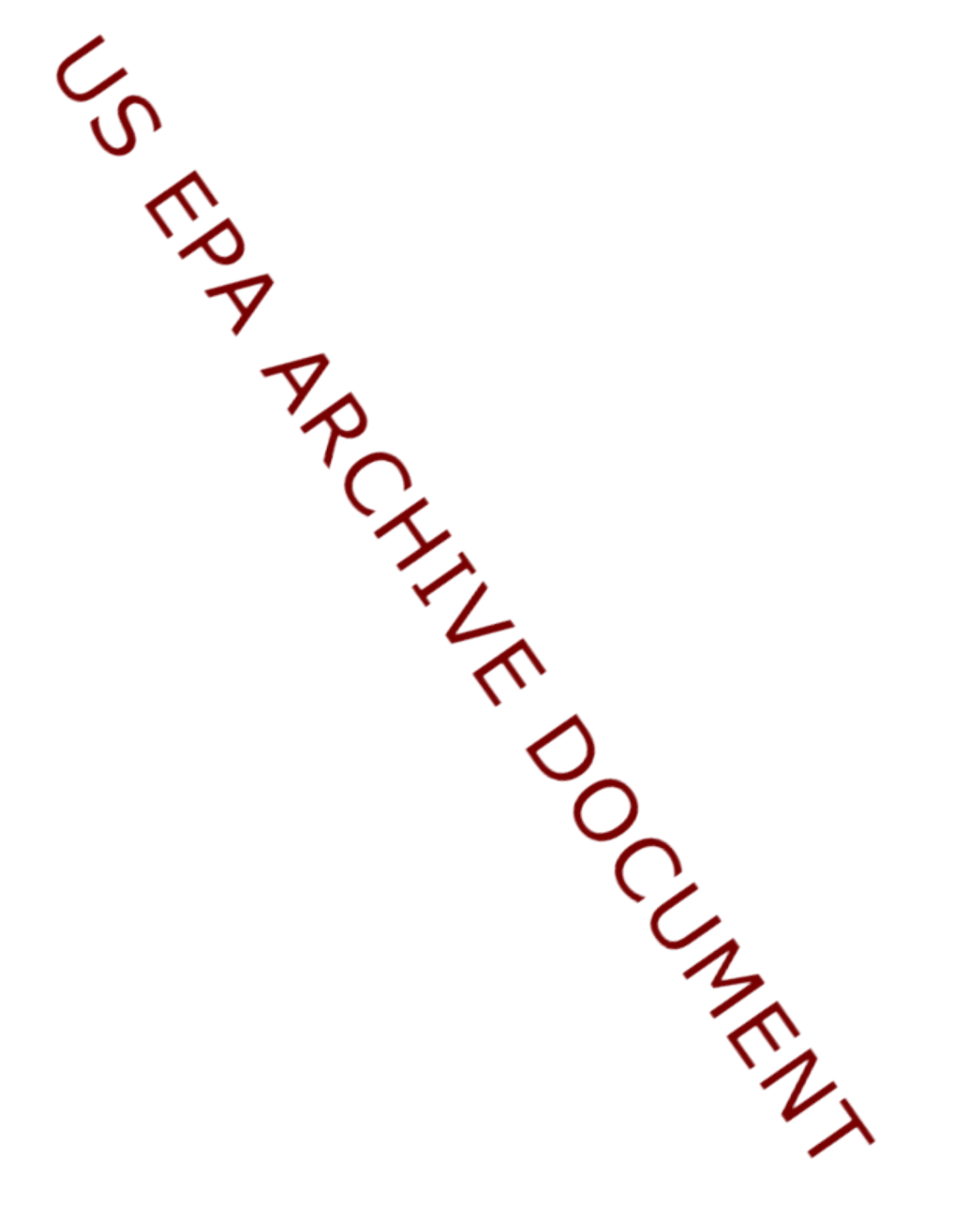US EPA ARCHIVE DOCUMENT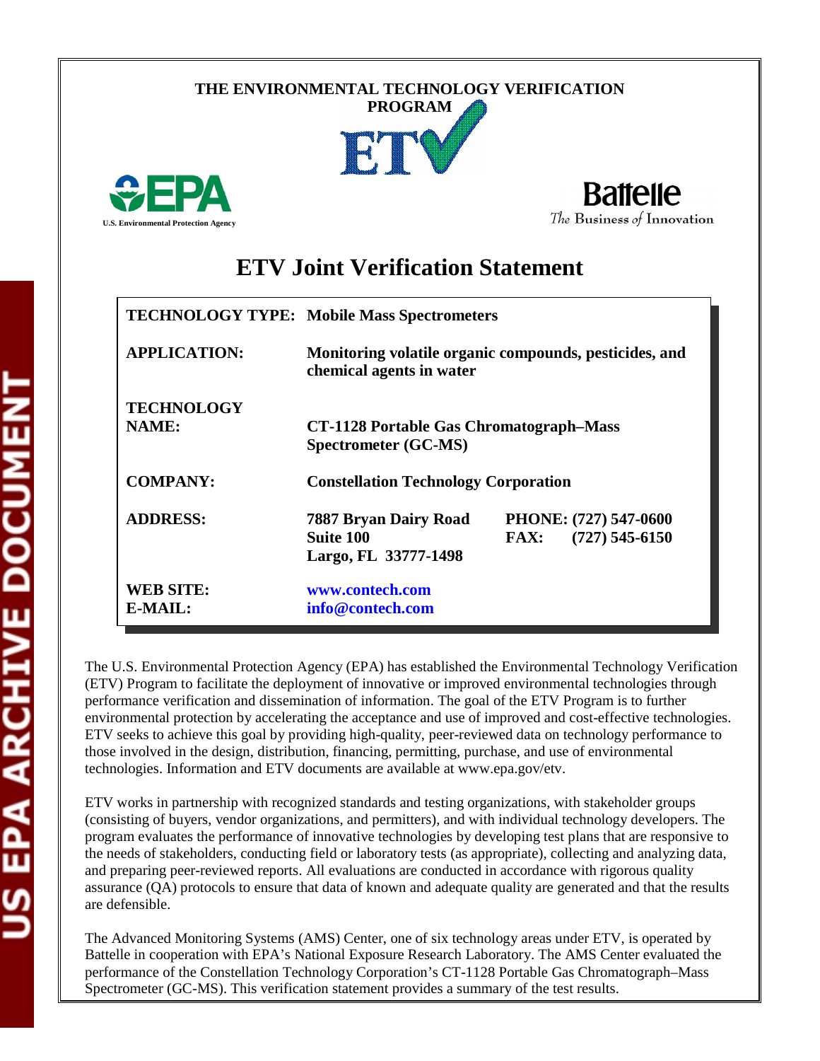THE ENVIRONMENTAL TECHNOLOGY VERIFICATION PROGRAM

U.S. Environmental Protection Agency

Battelle
The Business of Innovation

# ETV Joint Verification Statement

| | |
|---|---|
| **TECHNOLOGY TYPE:** | **Mobile Mass Spectrometers** |
| **APPLICATION:** | **Monitoring volatile organic compounds, pesticides, and chemical agents in water** |
| **TECHNOLOGY NAME:** | **CT-1128 Portable Gas Chromatograph–Mass Spectrometer (GC-MS)** |
| **COMPANY:** | **Constellation Technology Corporation** |
| **ADDRESS:** | **7887 Bryan Dairy Road, Suite 100, Largo, FL 33777-1498** — **PHONE: (727) 547-0600**, **FAX: (727) 545-6150** |
| **WEB SITE:** | **www.contech.com** |
| **E-MAIL:** | **info@contech.com** |

The U.S. Environmental Protection Agency (EPA) has established the Environmental Technology Verification (ETV) Program to facilitate the deployment of innovative or improved environmental technologies through performance verification and dissemination of information. The goal of the ETV Program is to further environmental protection by accelerating the acceptance and use of improved and cost-effective technologies. ETV seeks to achieve this goal by providing high-quality, peer-reviewed data on technology performance to those involved in the design, distribution, financing, permitting, purchase, and use of environmental technologies. Information and ETV documents are available at www.epa.gov/etv.

ETV works in partnership with recognized standards and testing organizations, with stakeholder groups (consisting of buyers, vendor organizations, and permitters), and with individual technology developers. The program evaluates the performance of innovative technologies by developing test plans that are responsive to the needs of stakeholders, conducting field or laboratory tests (as appropriate), collecting and analyzing data, and preparing peer-reviewed reports. All evaluations are conducted in accordance with rigorous quality assurance (QA) protocols to ensure that data of known and adequate quality are generated and that the results are defensible.

The Advanced Monitoring Systems (AMS) Center, one of six technology areas under ETV, is operated by Battelle in cooperation with EPA's National Exposure Research Laboratory. The AMS Center evaluated the performance of the Constellation Technology Corporation's CT-1128 Portable Gas Chromatograph–Mass Spectrometer (GC-MS). This verification statement provides a summary of the test results.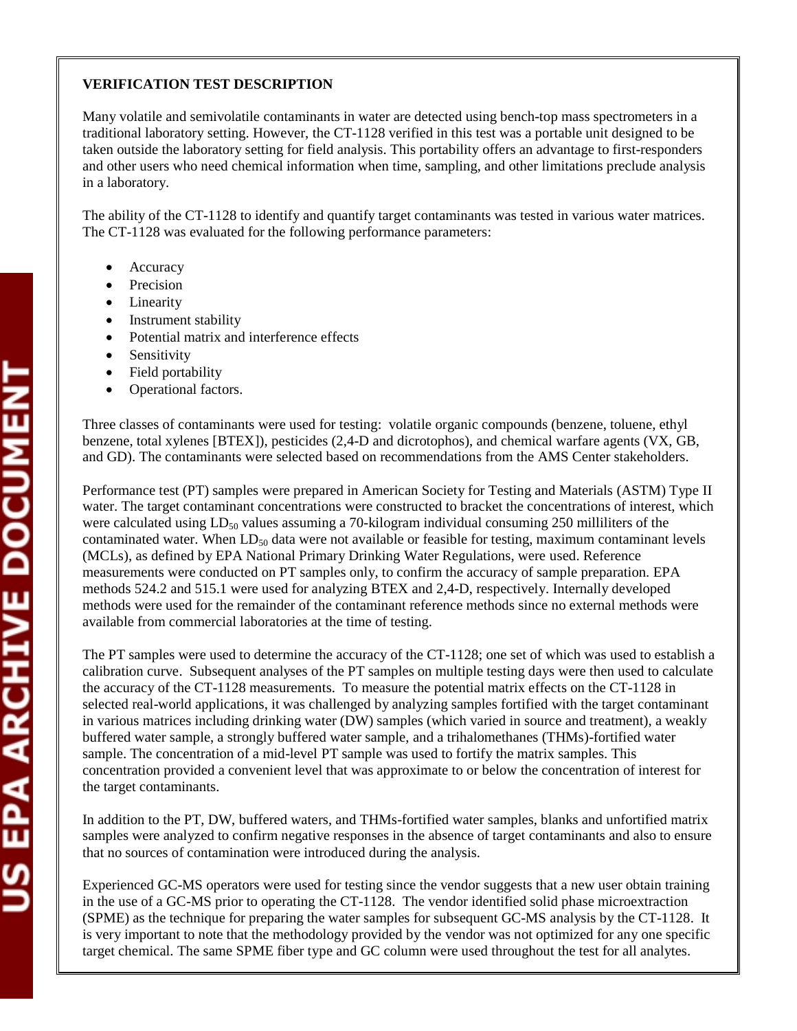**VERIFICATION TEST DESCRIPTION**

Many volatile and semivolatile contaminants in water are detected using bench-top mass spectrometers in a traditional laboratory setting. However, the CT-1128 verified in this test was a portable unit designed to be taken outside the laboratory setting for field analysis. This portability offers an advantage to first-responders and other users who need chemical information when time, sampling, and other limitations preclude analysis in a laboratory.

The ability of the CT-1128 to identify and quantify target contaminants was tested in various water matrices. The CT-1128 was evaluated for the following performance parameters:

- Accuracy
- Precision
- Linearity
- Instrument stability
- Potential matrix and interference effects
- Sensitivity
- Field portability
- Operational factors.

Three classes of contaminants were used for testing: volatile organic compounds (benzene, toluene, ethyl benzene, total xylenes [BTEX]), pesticides (2,4-D and dicrotophos), and chemical warfare agents (VX, GB, and GD). The contaminants were selected based on recommendations from the AMS Center stakeholders.

Performance test (PT) samples were prepared in American Society for Testing and Materials (ASTM) Type II water. The target contaminant concentrations were constructed to bracket the concentrations of interest, which were calculated using $LD_{50}$ values assuming a 70-kilogram individual consuming 250 milliliters of the contaminated water. When $LD_{50}$ data were not available or feasible for testing, maximum contaminant levels (MCLs), as defined by EPA National Primary Drinking Water Regulations, were used. Reference measurements were conducted on PT samples only, to confirm the accuracy of sample preparation. EPA methods 524.2 and 515.1 were used for analyzing BTEX and 2,4-D, respectively. Internally developed methods were used for the remainder of the contaminant reference methods since no external methods were available from commercial laboratories at the time of testing.

The PT samples were used to determine the accuracy of the CT-1128; one set of which was used to establish a calibration curve. Subsequent analyses of the PT samples on multiple testing days were then used to calculate the accuracy of the CT-1128 measurements. To measure the potential matrix effects on the CT-1128 in selected real-world applications, it was challenged by analyzing samples fortified with the target contaminant in various matrices including drinking water (DW) samples (which varied in source and treatment), a weakly buffered water sample, a strongly buffered water sample, and a trihalomethanes (THMs)-fortified water sample. The concentration of a mid-level PT sample was used to fortify the matrix samples. This concentration provided a convenient level that was approximate to or below the concentration of interest for the target contaminants.

In addition to the PT, DW, buffered waters, and THMs-fortified water samples, blanks and unfortified matrix samples were analyzed to confirm negative responses in the absence of target contaminants and also to ensure that no sources of contamination were introduced during the analysis.

Experienced GC-MS operators were used for testing since the vendor suggests that a new user obtain training in the use of a GC-MS prior to operating the CT-1128. The vendor identified solid phase microextraction (SPME) as the technique for preparing the water samples for subsequent GC-MS analysis by the CT-1128. It is very important to note that the methodology provided by the vendor was not optimized for any one specific target chemical. The same SPME fiber type and GC column were used throughout the test for all analytes.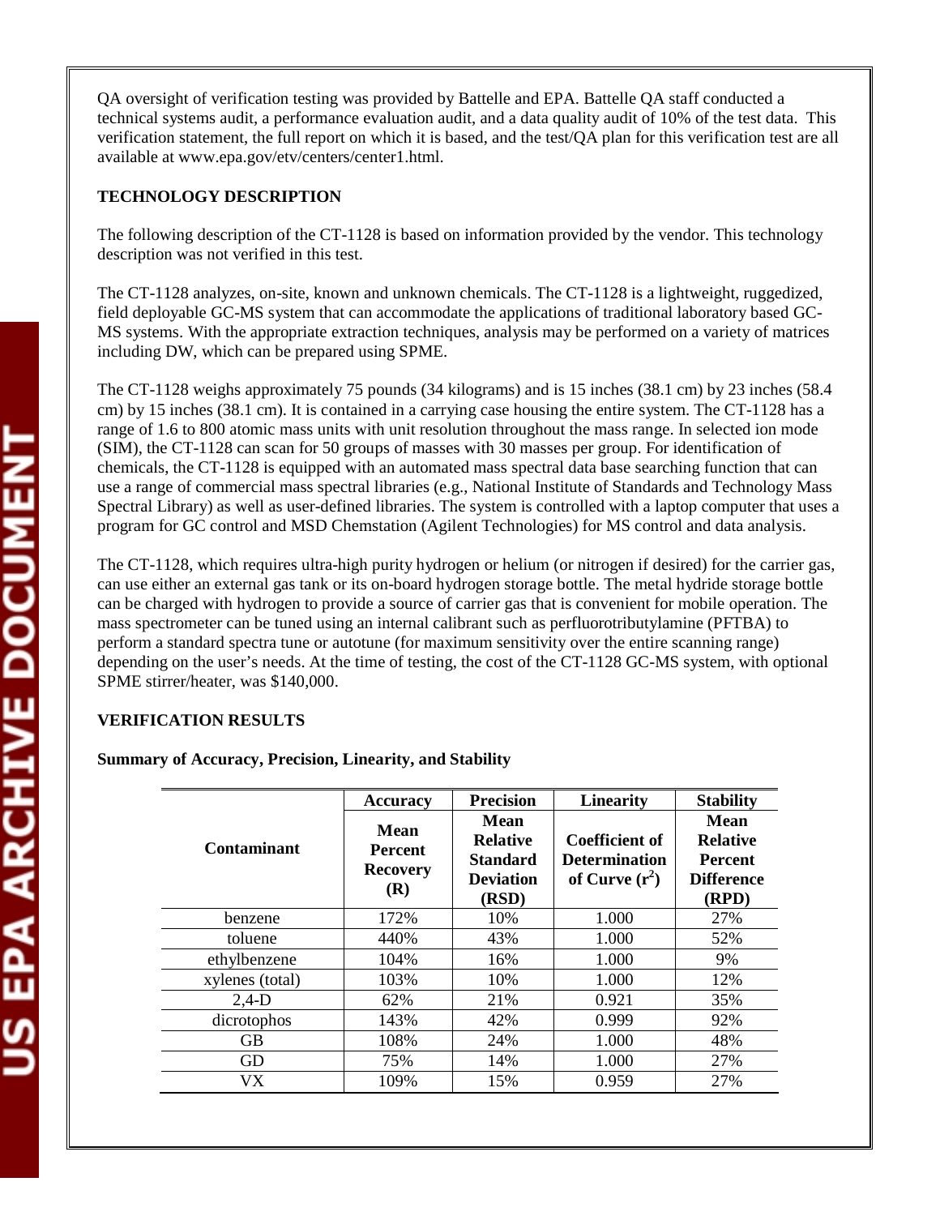QA oversight of verification testing was provided by Battelle and EPA. Battelle QA staff conducted a technical systems audit, a performance evaluation audit, and a data quality audit of 10% of the test data. This verification statement, the full report on which it is based, and the test/QA plan for this verification test are all available at www.epa.gov/etv/centers/center1.html.

**TECHNOLOGY DESCRIPTION**

The following description of the CT-1128 is based on information provided by the vendor. This technology description was not verified in this test.

The CT-1128 analyzes, on-site, known and unknown chemicals. The CT-1128 is a lightweight, ruggedized, field deployable GC-MS system that can accommodate the applications of traditional laboratory based GC-MS systems. With the appropriate extraction techniques, analysis may be performed on a variety of matrices including DW, which can be prepared using SPME.

The CT-1128 weighs approximately 75 pounds (34 kilograms) and is 15 inches (38.1 cm) by 23 inches (58.4 cm) by 15 inches (38.1 cm). It is contained in a carrying case housing the entire system. The CT-1128 has a range of 1.6 to 800 atomic mass units with unit resolution throughout the mass range. In selected ion mode (SIM), the CT-1128 can scan for 50 groups of masses with 30 masses per group. For identification of chemicals, the CT-1128 is equipped with an automated mass spectral data base searching function that can use a range of commercial mass spectral libraries (e.g., National Institute of Standards and Technology Mass Spectral Library) as well as user-defined libraries. The system is controlled with a laptop computer that uses a program for GC control and MSD Chemstation (Agilent Technologies) for MS control and data analysis.

The CT-1128, which requires ultra-high purity hydrogen or helium (or nitrogen if desired) for the carrier gas, can use either an external gas tank or its on-board hydrogen storage bottle. The metal hydride storage bottle can be charged with hydrogen to provide a source of carrier gas that is convenient for mobile operation. The mass spectrometer can be tuned using an internal calibrant such as perfluorotributylamine (PFTBA) to perform a standard spectra tune or autotune (for maximum sensitivity over the entire scanning range) depending on the user's needs. At the time of testing, the cost of the CT-1128 GC-MS system, with optional SPME stirrer/heater, was $140,000.

**VERIFICATION RESULTS**

**Summary of Accuracy, Precision, Linearity, and Stability**

| | Accuracy | Precision | Linearity | Stability |
|---|---|---|---|---|
| Contaminant | Mean Percent Recovery (R) | Mean Relative Standard Deviation (RSD) | Coefficient of Determination of Curve ($r^2$) | Mean Relative Percent Difference (RPD) |
| benzene | 172% | 10% | 1.000 | 27% |
| toluene | 440% | 43% | 1.000 | 52% |
| ethylbenzene | 104% | 16% | 1.000 | 9% |
| xylenes (total) | 103% | 10% | 1.000 | 12% |
| 2,4-D | 62% | 21% | 0.921 | 35% |
| dicrotophos | 143% | 42% | 0.999 | 92% |
| GB | 108% | 24% | 1.000 | 48% |
| GD | 75% | 14% | 1.000 | 27% |
| VX | 109% | 15% | 0.959 | 27% |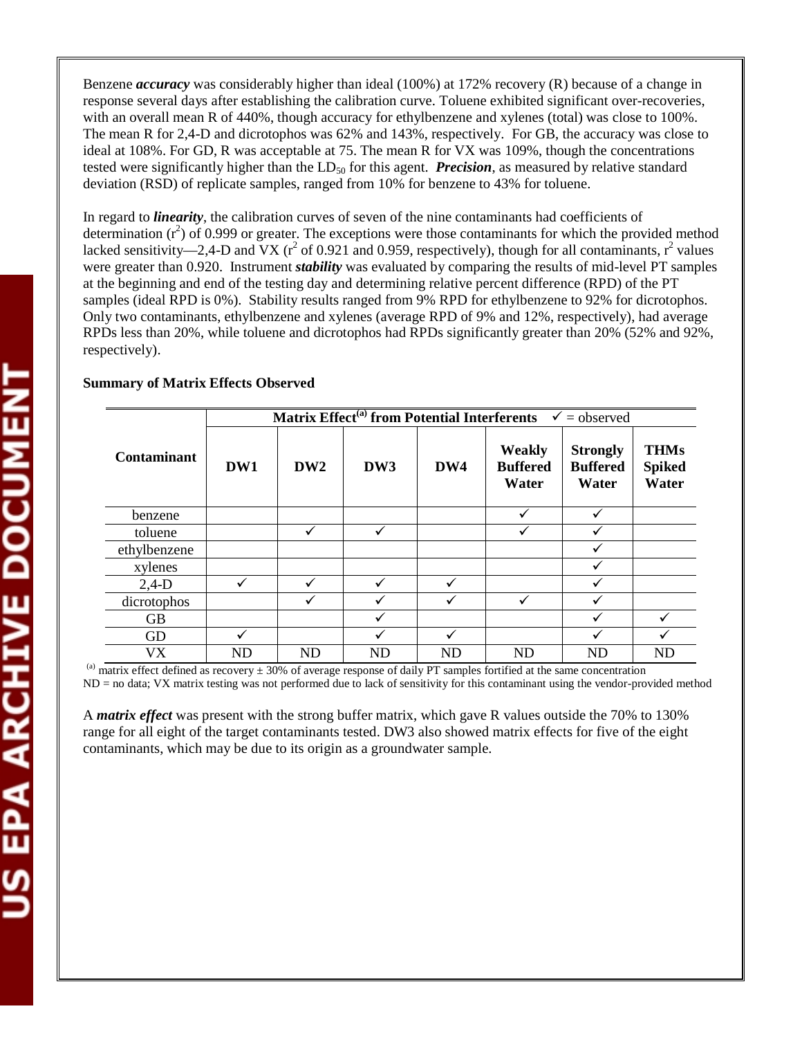Benzene ***accuracy*** was considerably higher than ideal (100%) at 172% recovery (R) because of a change in response several days after establishing the calibration curve. Toluene exhibited significant over-recoveries, with an overall mean R of 440%, though accuracy for ethylbenzene and xylenes (total) was close to 100%. The mean R for 2,4-D and dicrotophos was 62% and 143%, respectively. For GB, the accuracy was close to ideal at 108%. For GD, R was acceptable at 75. The mean R for VX was 109%, though the concentrations tested were significantly higher than the $LD_{50}$ for this agent. ***Precision***, as measured by relative standard deviation (RSD) of replicate samples, ranged from 10% for benzene to 43% for toluene.

In regard to ***linearity***, the calibration curves of seven of the nine contaminants had coefficients of determination ($r^2$) of 0.999 or greater. The exceptions were those contaminants for which the provided method lacked sensitivity—2,4-D and VX ($r^2$ of 0.921 and 0.959, respectively), though for all contaminants, $r^2$ values were greater than 0.920. Instrument ***stability*** was evaluated by comparing the results of mid-level PT samples at the beginning and end of the testing day and determining relative percent difference (RPD) of the PT samples (ideal RPD is 0%). Stability results ranged from 9% RPD for ethylbenzene to 92% for dicrotophos. Only two contaminants, ethylbenzene and xylenes (average RPD of 9% and 12%, respectively), had average RPDs less than 20%, while toluene and dicrotophos had RPDs significantly greater than 20% (52% and 92%, respectively).

**Summary of Matrix Effects Observed**

| Contaminant | Matrix Effect[a] from Potential Interferents ✓ = observed | | | | | | |
|---|---|---|---|---|---|---|---|
| | DW1 | DW2 | DW3 | DW4 | Weakly Buffered Water | Strongly Buffered Water | THMs Spiked Water |
| benzene | | | | | ✓ | ✓ | |
| toluene | | ✓ | ✓ | | ✓ | ✓ | |
| ethylbenzene | | | | | | ✓ | |
| xylenes | | | | | | ✓ | |
| 2,4-D | ✓ | ✓ | ✓ | ✓ | | ✓ | |
| dicrotophos | | ✓ | ✓ | ✓ | ✓ | ✓ | |
| GB | | | ✓ | | | ✓ | ✓ |
| GD | ✓ | | ✓ | ✓ | | ✓ | ✓ |
| VX | ND | ND | ND | ND | ND | ND | ND |

[a] matrix effect defined as recovery ± 30% of average response of daily PT samples fortified at the same concentration
ND = no data; VX matrix testing was not performed due to lack of sensitivity for this contaminant using the vendor-provided method

A ***matrix effect*** was present with the strong buffer matrix, which gave R values outside the 70% to 130% range for all eight of the target contaminants tested. DW3 also showed matrix effects for five of the eight contaminants, which may be due to its origin as a groundwater sample.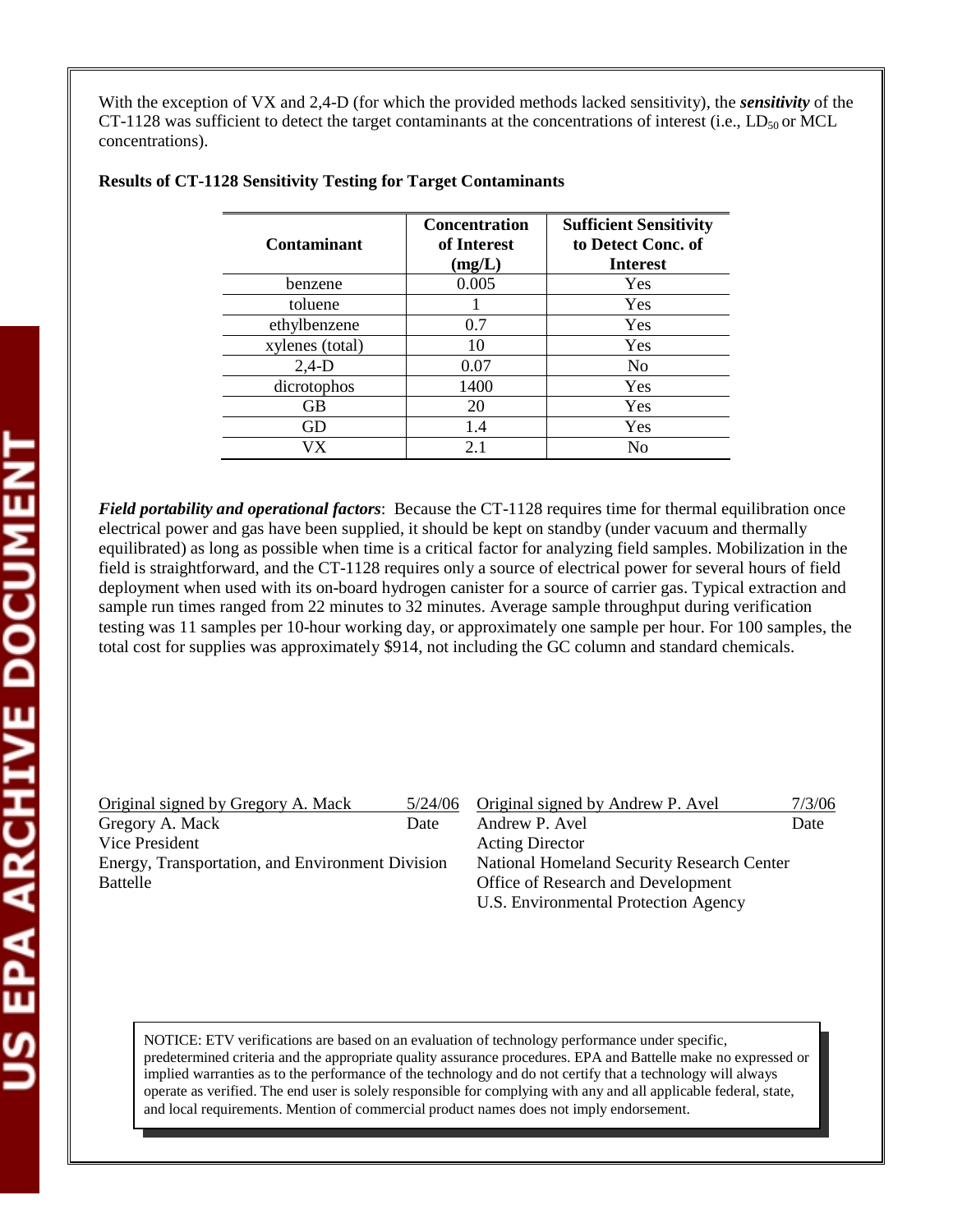With the exception of VX and 2,4-D (for which the provided methods lacked sensitivity), the ***sensitivity*** of the CT-1128 was sufficient to detect the target contaminants at the concentrations of interest (i.e., $LD_{50}$ or MCL concentrations).

**Results of CT-1128 Sensitivity Testing for Target Contaminants**

| Contaminant | Concentration of Interest (mg/L) | Sufficient Sensitivity to Detect Conc. of Interest |
|---|---|---|
| benzene | 0.005 | Yes |
| toluene | 1 | Yes |
| ethylbenzene | 0.7 | Yes |
| xylenes (total) | 10 | Yes |
| 2,4-D | 0.07 | No |
| dicrotophos | 1400 | Yes |
| GB | 20 | Yes |
| GD | 1.4 | Yes |
| VX | 2.1 | No |

***Field portability and operational factors***: Because the CT-1128 requires time for thermal equilibration once electrical power and gas have been supplied, it should be kept on standby (under vacuum and thermally equilibrated) as long as possible when time is a critical factor for analyzing field samples. Mobilization in the field is straightforward, and the CT-1128 requires only a source of electrical power for several hours of field deployment when used with its on-board hydrogen canister for a source of carrier gas. Typical extraction and sample run times ranged from 22 minutes to 32 minutes. Average sample throughput during verification testing was 11 samples per 10-hour working day, or approximately one sample per hour. For 100 samples, the total cost for supplies was approximately $914, not including the GC column and standard chemicals.

Original signed by Gregory A. Mack 5/24/06
Gregory A. Mack Date
Vice President
Energy, Transportation, and Environment Division
Battelle

Original signed by Andrew P. Avel 7/3/06
Andrew P. Avel Date
Acting Director
National Homeland Security Research Center
Office of Research and Development
U.S. Environmental Protection Agency

NOTICE: ETV verifications are based on an evaluation of technology performance under specific, predetermined criteria and the appropriate quality assurance procedures. EPA and Battelle make no expressed or implied warranties as to the performance of the technology and do not certify that a technology will always operate as verified. The end user is solely responsible for complying with any and all applicable federal, state, and local requirements. Mention of commercial product names does not imply endorsement.